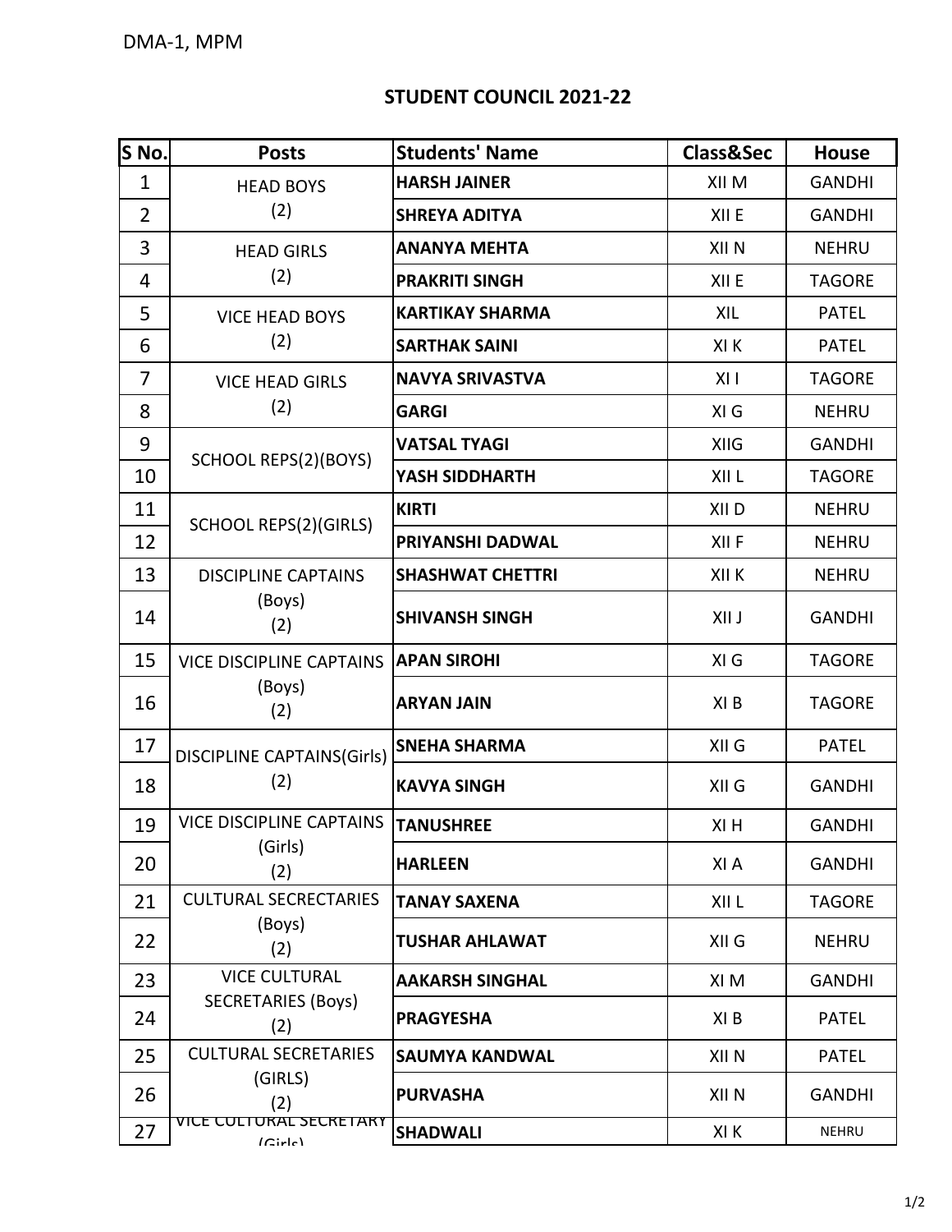DMA-1, MPM

## STUDENT COUNCIL 2021-22

| S No. | Posts | Students' Name | Class&Sec | House |
|---|---|---|---|---|
| 1 | HEAD BOYS (2) | **HARSH JAINER** | XII M | GANDHI |
| 2 | | **SHREYA ADITYA** | XII E | GANDHI |
| 3 | HEAD GIRLS (2) | **ANANYA MEHTA** | XII N | NEHRU |
| 4 | | **PRAKRITI SINGH** | XII E | TAGORE |
| 5 | VICE HEAD BOYS (2) | **KARTIKAY SHARMA** | XIL | PATEL |
| 6 | | **SARTHAK SAINI** | XI K | PATEL |
| 7 | VICE HEAD GIRLS (2) | **NAVYA SRIVASTVA** | XI I | TAGORE |
| 8 | | **GARGI** | XI G | NEHRU |
| 9 | SCHOOL REPS(2)(BOYS) | **VATSAL TYAGI** | XIIG | GANDHI |
| 10 | | **YASH SIDDHARTH** | XII L | TAGORE |
| 11 | SCHOOL REPS(2)(GIRLS) | **KIRTI** | XII D | NEHRU |
| 12 | | **PRIYANSHI DADWAL** | XII F | NEHRU |
| 13 | DISCIPLINE CAPTAINS (Boys) (2) | **SHASHWAT CHETTRI** | XII K | NEHRU |
| 14 | | **SHIVANSH SINGH** | XII J | GANDHI |
| 15 | VICE DISCIPLINE CAPTAINS (Boys) (2) | **APAN SIROHI** | XI G | TAGORE |
| 16 | | **ARYAN JAIN** | XI B | TAGORE |
| 17 | DISCIPLINE CAPTAINS(Girls) (2) | **SNEHA SHARMA** | XII G | PATEL |
| 18 | | **KAVYA SINGH** | XII G | GANDHI |
| 19 | VICE DISCIPLINE CAPTAINS (Girls) (2) | **TANUSHREE** | XI H | GANDHI |
| 20 | | **HARLEEN** | XI A | GANDHI |
| 21 | CULTURAL SECRECTARIES (Boys) (2) | **TANAY SAXENA** | XII L | TAGORE |
| 22 | | **TUSHAR AHLAWAT** | XII G | NEHRU |
| 23 | VICE CULTURAL SECRETARIES (Boys) (2) | **AAKARSH SINGHAL** | XI M | GANDHI |
| 24 | | **PRAGYESHA** | XI B | PATEL |
| 25 | CULTURAL SECRETARIES (GIRLS) (2) | **SAUMYA KANDWAL** | XII N | PATEL |
| 26 | | **PURVASHA** | XII N | GANDHI |
| 27 | VICE CULTURAL SECRETARY (Girls) | **SHADWALI** | XI K | NEHRU |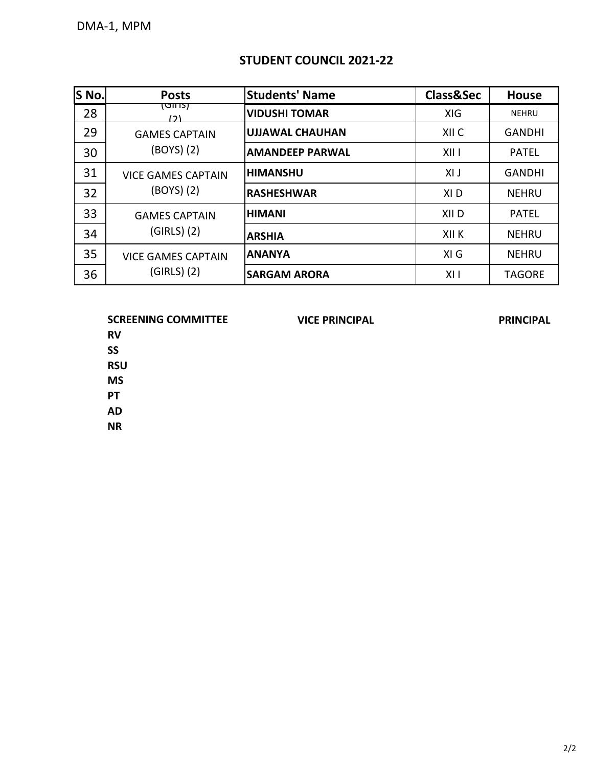DMA-1, MPM

## STUDENT COUNCIL 2021-22

| S No. | Posts | Students' Name | Class&Sec | House |
|---|---|---|---|---|
| 28 | (Girls) (2) | VIDUSHI TOMAR | XIG | NEHRU |
| 29 | GAMES CAPTAIN (BOYS) (2) | UJJAWAL CHAUHAN | XII C | GANDHI |
| 30 | | AMANDEEP PARWAL | XII I | PATEL |
| 31 | VICE GAMES CAPTAIN (BOYS) (2) | HIMANSHU | XI J | GANDHI |
| 32 | | RASHESHWAR | XI D | NEHRU |
| 33 | GAMES CAPTAIN (GIRLS) (2) | HIMANI | XII D | PATEL |
| 34 | | ARSHIA | XII K | NEHRU |
| 35 | VICE GAMES CAPTAIN (GIRLS) (2) | ANANYA | XI G | NEHRU |
| 36 | | SARGAM ARORA | XI I | TAGORE |

**SCREENING COMMITTEE** **VICE PRINCIPAL** **PRINCIPAL**

**RV**
**SS**
**RSU**
**MS**
**PT**
**AD**
**NR**